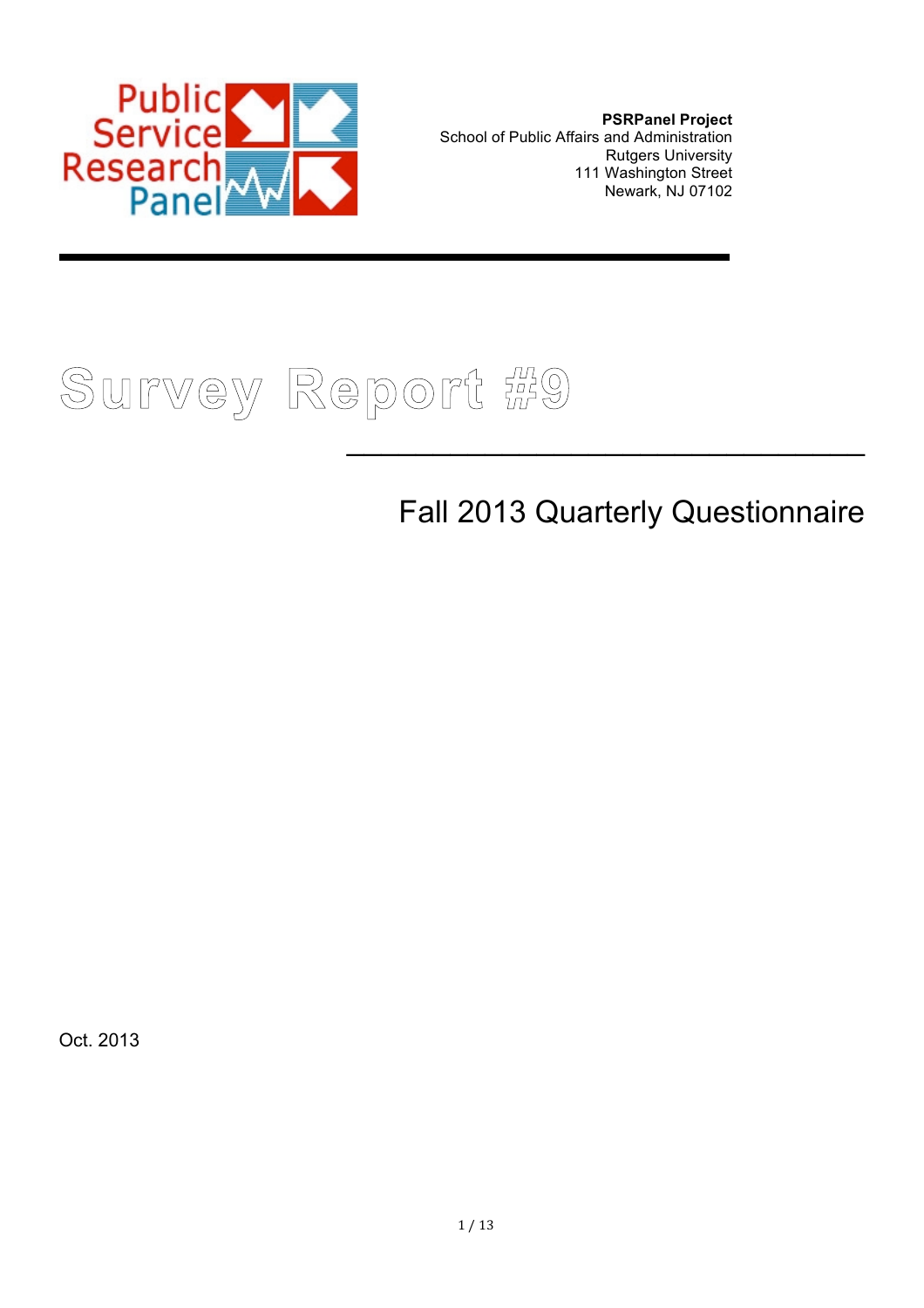Public Service Research Panel

**PSRPanel Project**
School of Public Affairs and Administration
Rutgers University
111 Washington Street
Newark, NJ 07102

# Survey Report #9

## Fall 2013 Quarterly Questionnaire

Oct. 2013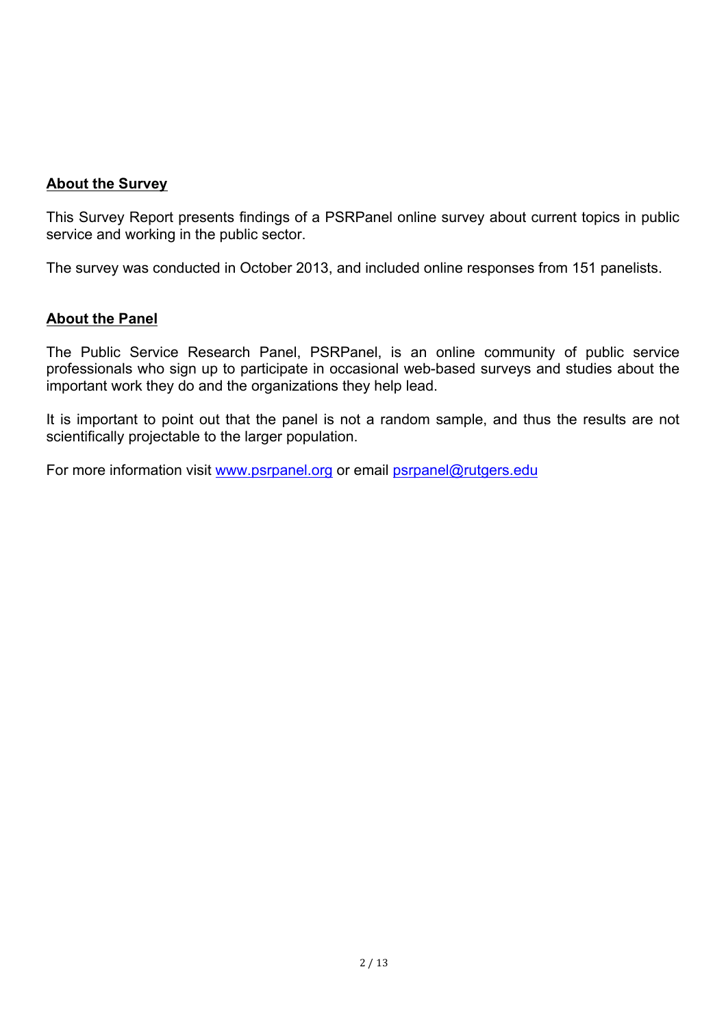## About the Survey

This Survey Report presents findings of a PSRPanel online survey about current topics in public service and working in the public sector.

The survey was conducted in October 2013, and included online responses from 151 panelists.

## About the Panel

The Public Service Research Panel, PSRPanel, is an online community of public service professionals who sign up to participate in occasional web-based surveys and studies about the important work they do and the organizations they help lead.

It is important to point out that the panel is not a random sample, and thus the results are not scientifically projectable to the larger population.

For more information visit www.psrpanel.org or email psrpanel@rutgers.edu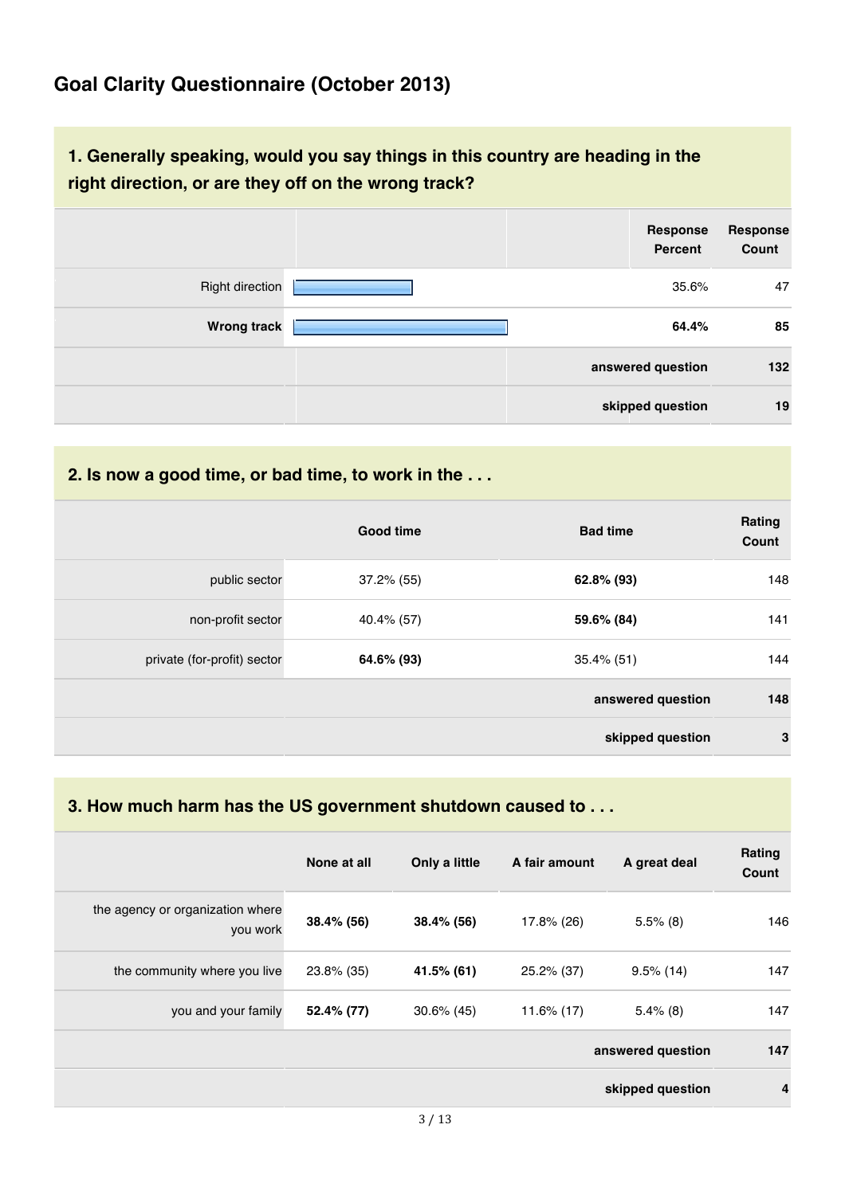## Goal Clarity Questionnaire (October 2013)

### 1. Generally speaking, would you say things in this country are heading in the right direction, or are they off on the wrong track?

| | Response Percent | Response Count |
|---|---|---|
| Right direction | 35.6% | 47 |
| **Wrong track** | **64.4%** | **85** |
| **answered question** | | **132** |
| **skipped question** | | **19** |

### 2. Is now a good time, or bad time, to work in the . . .

| | Good time | Bad time | Rating Count |
|---|---|---|---|
| public sector | 37.2% (55) | **62.8% (93)** | 148 |
| non-profit sector | 40.4% (57) | **59.6% (84)** | 141 |
| private (for-profit) sector | **64.6% (93)** | 35.4% (51) | 144 |
| **answered question** | | | **148** |
| **skipped question** | | | **3** |

### 3. How much harm has the US government shutdown caused to . . .

| | None at all | Only a little | A fair amount | A great deal | Rating Count |
|---|---|---|---|---|---|
| the agency or organization where you work | **38.4% (56)** | **38.4% (56)** | 17.8% (26) | 5.5% (8) | 146 |
| the community where you live | 23.8% (35) | **41.5% (61)** | 25.2% (37) | 9.5% (14) | 147 |
| you and your family | **52.4% (77)** | 30.6% (45) | 11.6% (17) | 5.4% (8) | 147 |
| **answered question** | | | | | **147** |
| **skipped question** | | | | | **4** |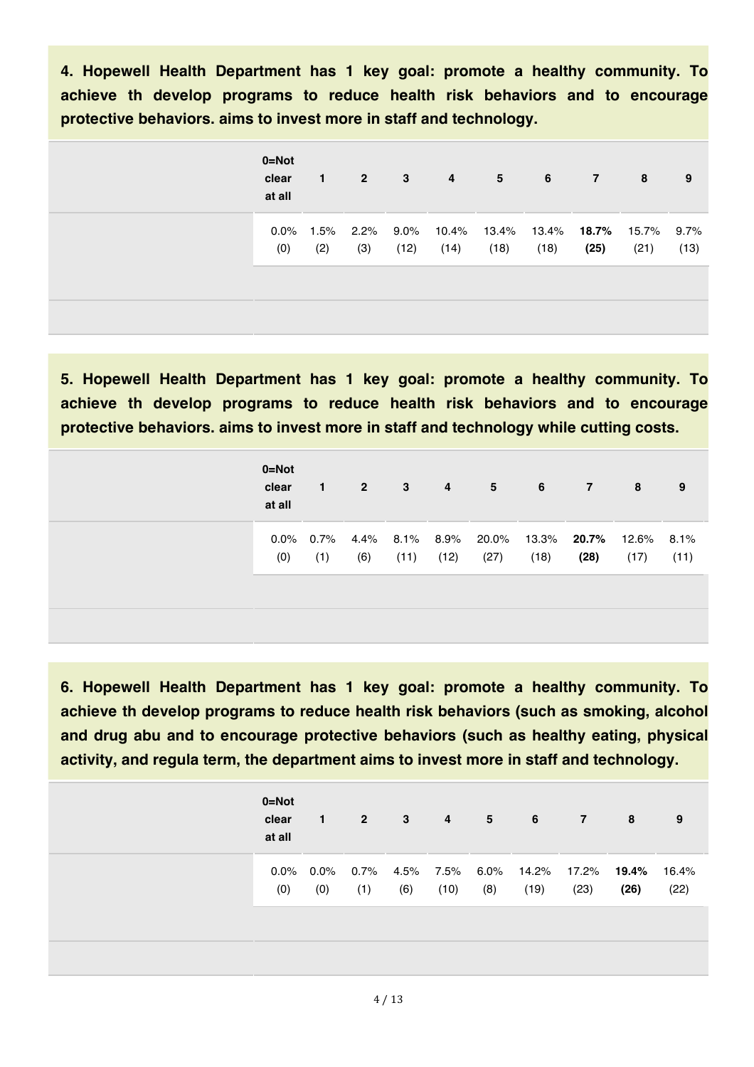**4. Hopewell Health Department has 1 key goal: promote a healthy community. To achieve th develop programs to reduce health risk behaviors and to encourage protective behaviors. aims to invest more in staff and technology.**

| | 0=Not clear at all | 1 | 2 | 3 | 4 | 5 | 6 | 7 | 8 | 9 |
|---|---|---|---|---|---|---|---|---|---|---|
| | 0.0% (0) | 1.5% (2) | 2.2% (3) | 9.0% (12) | 10.4% (14) | 13.4% (18) | 13.4% (18) | **18.7% (25)** | 15.7% (21) | 9.7% (13) |

**5. Hopewell Health Department has 1 key goal: promote a healthy community. To achieve th develop programs to reduce health risk behaviors and to encourage protective behaviors. aims to invest more in staff and technology while cutting costs.**

| | 0=Not clear at all | 1 | 2 | 3 | 4 | 5 | 6 | 7 | 8 | 9 |
|---|---|---|---|---|---|---|---|---|---|---|
| | 0.0% (0) | 0.7% (1) | 4.4% (6) | 8.1% (11) | 8.9% (12) | 20.0% (27) | 13.3% (18) | **20.7% (28)** | 12.6% (17) | 8.1% (11) |

**6. Hopewell Health Department has 1 key goal: promote a healthy community. To achieve th develop programs to reduce health risk behaviors (such as smoking, alcohol and drug abu and to encourage protective behaviors (such as healthy eating, physical activity, and regula term, the department aims to invest more in staff and technology.**

| | 0=Not clear at all | 1 | 2 | 3 | 4 | 5 | 6 | 7 | 8 | 9 |
|---|---|---|---|---|---|---|---|---|---|---|
| | 0.0% (0) | 0.0% (0) | 0.7% (1) | 4.5% (6) | 7.5% (10) | 6.0% (8) | 14.2% (19) | 17.2% (23) | **19.4% (26)** | 16.4% (22) |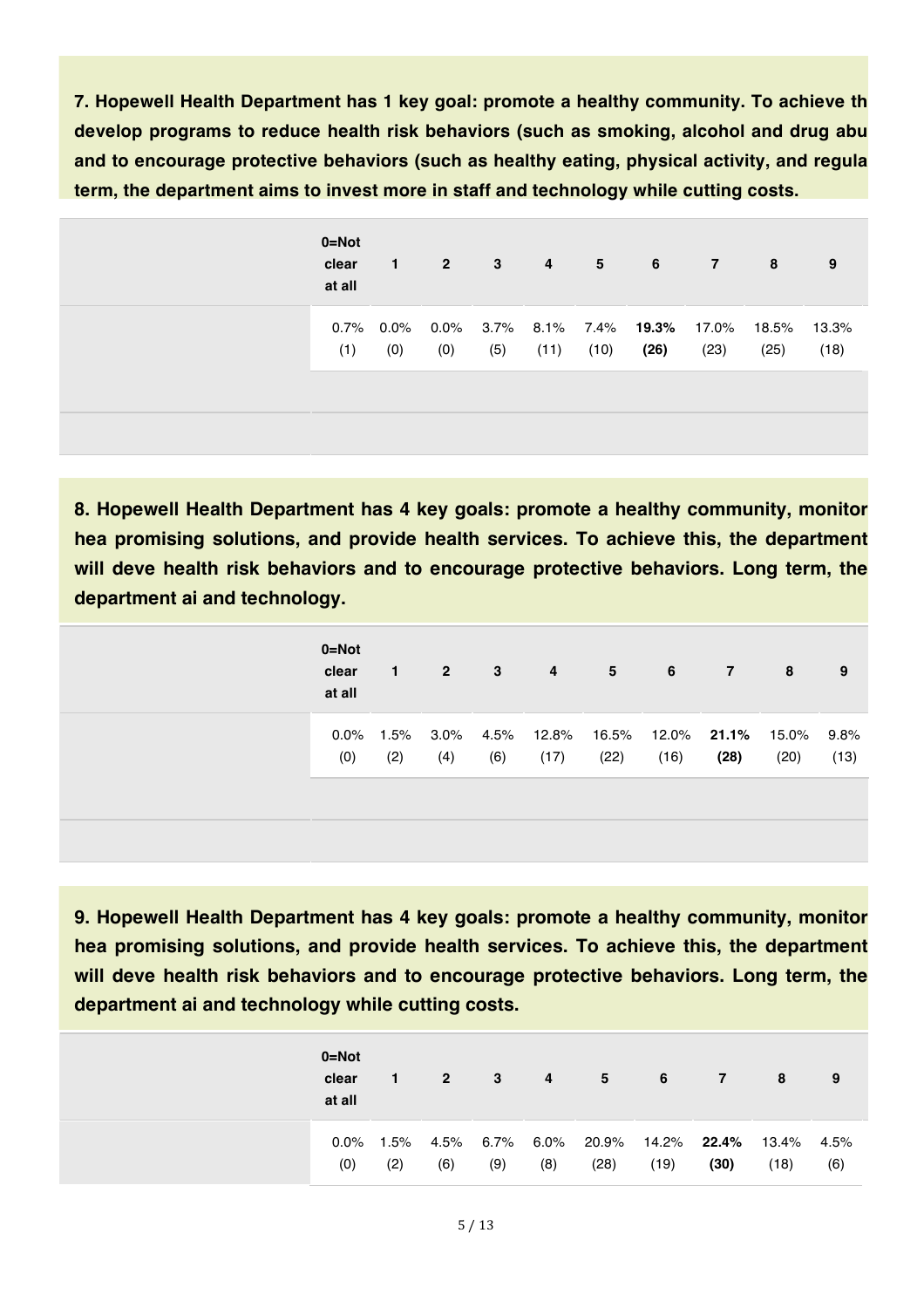**7. Hopewell Health Department has 1 key goal: promote a healthy community. To achieve th develop programs to reduce health risk behaviors (such as smoking, alcohol and drug abu and to encourage protective behaviors (such as healthy eating, physical activity, and regula term, the department aims to invest more in staff and technology while cutting costs.**

| | 0=Not clear at all | 1 | 2 | 3 | 4 | 5 | 6 | 7 | 8 | 9 |
|---|---|---|---|---|---|---|---|---|---|---|
| | 0.7% (1) | 0.0% (0) | 0.0% (0) | 3.7% (5) | 8.1% (11) | 7.4% (10) | **19.3% (26)** | 17.0% (23) | 18.5% (25) | 13.3% (18) |

**8. Hopewell Health Department has 4 key goals: promote a healthy community, monitor hea promising solutions, and provide health services. To achieve this, the department will deve health risk behaviors and to encourage protective behaviors. Long term, the department ai and technology.**

| | 0=Not clear at all | 1 | 2 | 3 | 4 | 5 | 6 | 7 | 8 | 9 |
|---|---|---|---|---|---|---|---|---|---|---|
| | 0.0% (0) | 1.5% (2) | 3.0% (4) | 4.5% (6) | 12.8% (17) | 16.5% (22) | 12.0% (16) | **21.1% (28)** | 15.0% (20) | 9.8% (13) |

**9. Hopewell Health Department has 4 key goals: promote a healthy community, monitor hea promising solutions, and provide health services. To achieve this, the department will deve health risk behaviors and to encourage protective behaviors. Long term, the department ai and technology while cutting costs.**

| | 0=Not clear at all | 1 | 2 | 3 | 4 | 5 | 6 | 7 | 8 | 9 |
|---|---|---|---|---|---|---|---|---|---|---|
| | 0.0% (0) | 1.5% (2) | 4.5% (6) | 6.7% (9) | 6.0% (8) | 20.9% (28) | 14.2% (19) | **22.4% (30)** | 13.4% (18) | 4.5% (6) |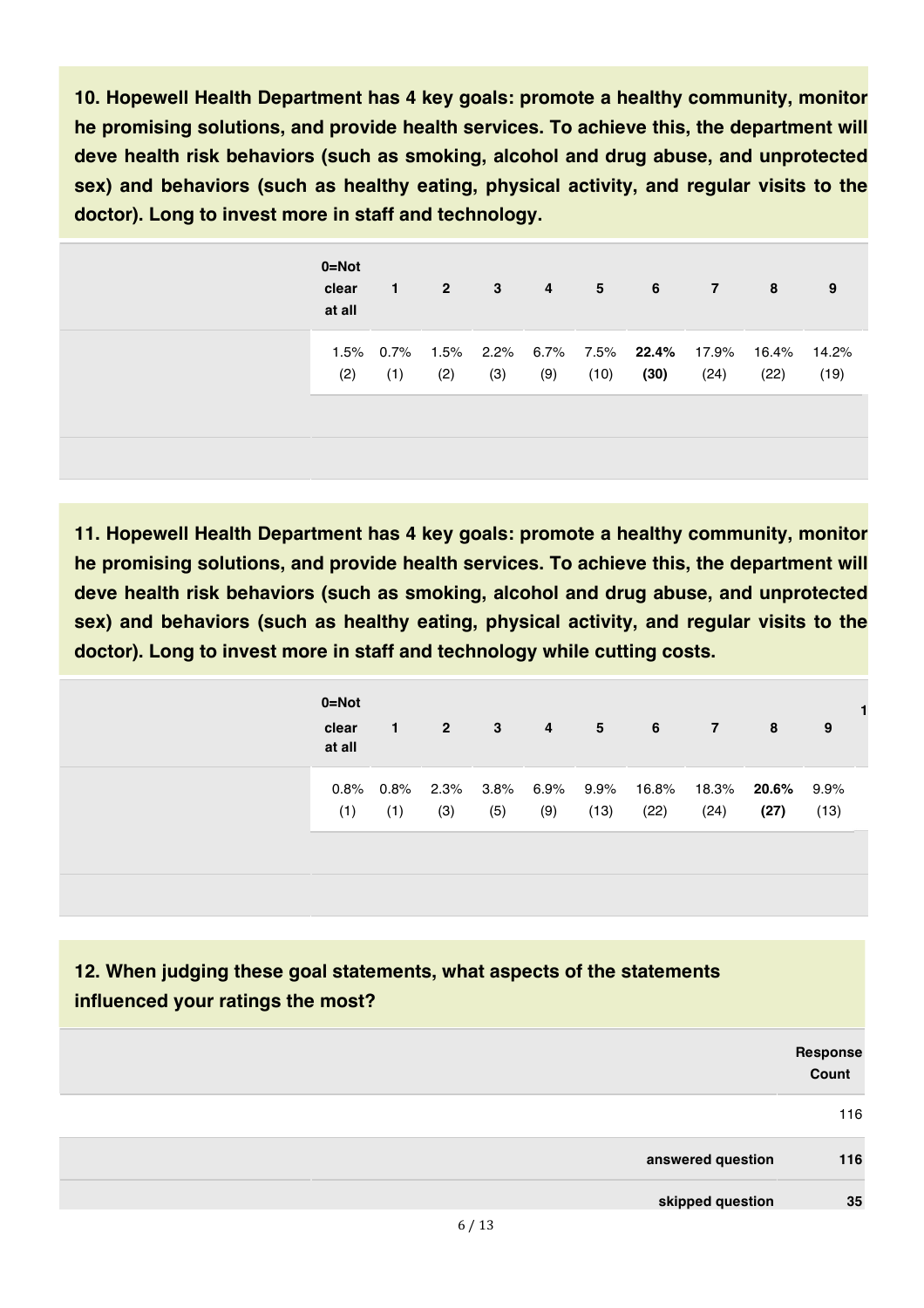### 10. Hopewell Health Department has 4 key goals: promote a healthy community, monitor he promising solutions, and provide health services. To achieve this, the department will deve health risk behaviors (such as smoking, alcohol and drug abuse, and unprotected sex) and behaviors (such as healthy eating, physical activity, and regular visits to the doctor). Long to invest more in staff and technology.

| | 0=Not clear at all | 1 | 2 | 3 | 4 | 5 | 6 | 7 | 8 | 9 |
|---|---|---|---|---|---|---|---|---|---|---|
| | 1.5% (2) | 0.7% (1) | 1.5% (2) | 2.2% (3) | 6.7% (9) | 7.5% (10) | **22.4% (30)** | 17.9% (24) | 16.4% (22) | 14.2% (19) |

### 11. Hopewell Health Department has 4 key goals: promote a healthy community, monitor he promising solutions, and provide health services. To achieve this, the department will deve health risk behaviors (such as smoking, alcohol and drug abuse, and unprotected sex) and behaviors (such as healthy eating, physical activity, and regular visits to the doctor). Long to invest more in staff and technology while cutting costs.

| | 0=Not clear at all | 1 | 2 | 3 | 4 | 5 | 6 | 7 | 8 | 9 | 1 |
|---|---|---|---|---|---|---|---|---|---|---|---|
| | 0.8% (1) | 0.8% (1) | 2.3% (3) | 3.8% (5) | 6.9% (9) | 9.9% (13) | 16.8% (22) | 18.3% (24) | **20.6% (27)** | 9.9% (13) | |

### 12. When judging these goal statements, what aspects of the statements influenced your ratings the most?

| | Response Count |
|---|---|
| | 116 |
| **answered question** | **116** |
| **skipped question** | **35** |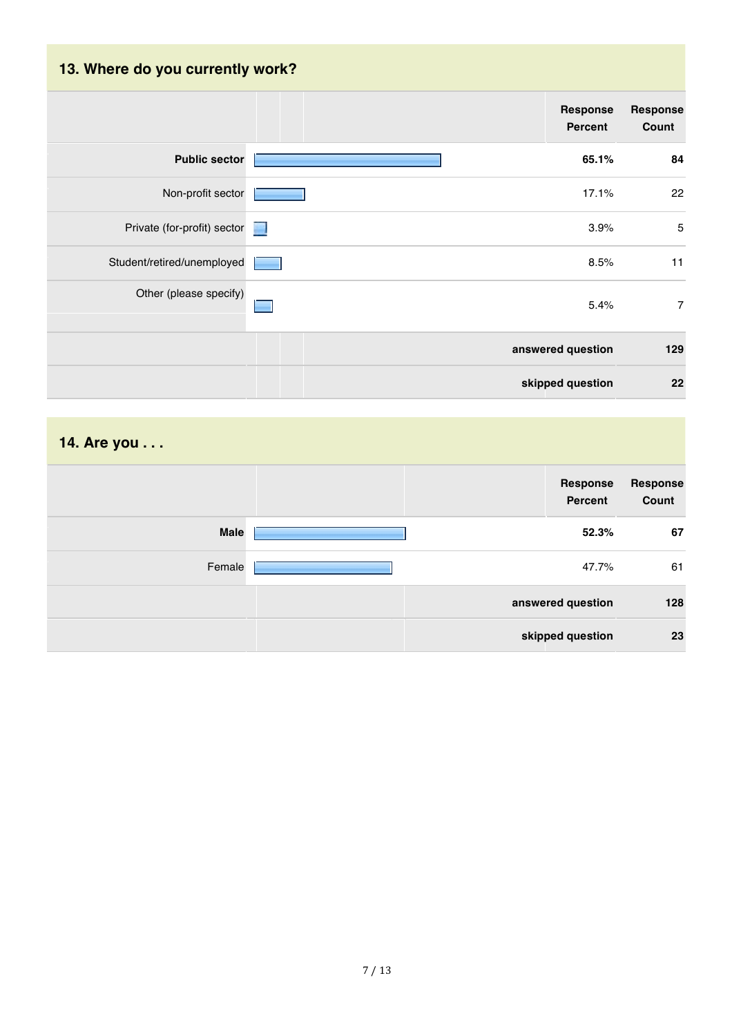## 13. Where do you currently work?

| | Response Percent | Response Count |
|---|---|---|
| **Public sector** | **65.1%** | **84** |
| Non-profit sector | 17.1% | 22 |
| Private (for-profit) sector | 3.9% | 5 |
| Student/retired/unemployed | 8.5% | 11 |
| Other (please specify) | 5.4% | 7 |
| | **answered question** | **129** |
| | **skipped question** | **22** |

## 14. Are you . . .

| | Response Percent | Response Count |
|---|---|---|
| **Male** | **52.3%** | **67** |
| Female | 47.7% | 61 |
| | **answered question** | **128** |
| | **skipped question** | **23** |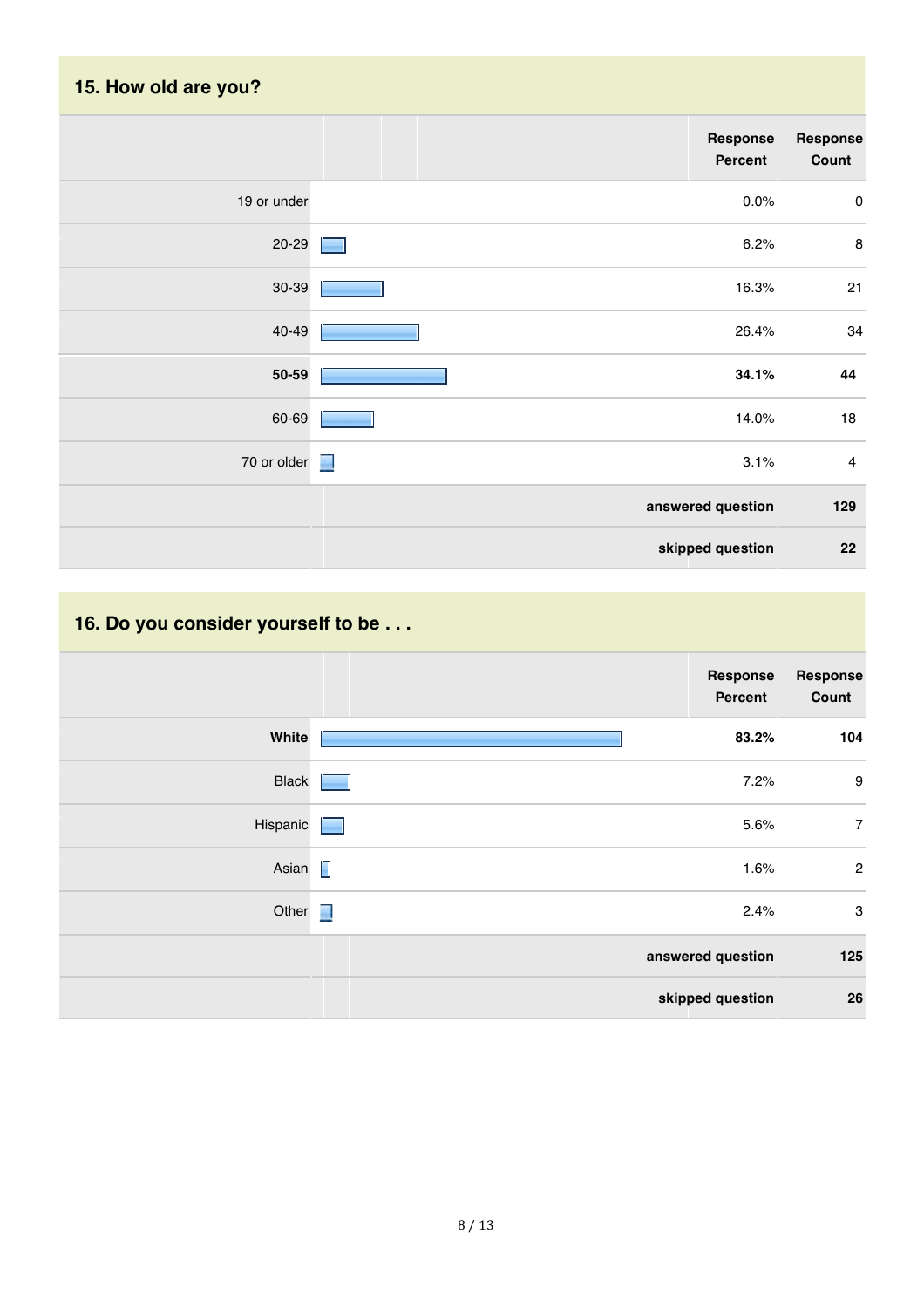## 15. How old are you?

| | Response Percent | Response Count |
|---|---|---|
| 19 or under | 0.0% | 0 |
| 20-29 | 6.2% | 8 |
| 30-39 | 16.3% | 21 |
| 40-49 | 26.4% | 34 |
| **50-59** | **34.1%** | **44** |
| 60-69 | 14.0% | 18 |
| 70 or older | 3.1% | 4 |
| | **answered question** | **129** |
| | **skipped question** | **22** |

## 16. Do you consider yourself to be . . .

| | Response Percent | Response Count |
|---|---|---|
| **White** | **83.2%** | **104** |
| Black | 7.2% | 9 |
| Hispanic | 5.6% | 7 |
| Asian | 1.6% | 2 |
| Other | 2.4% | 3 |
| | **answered question** | **125** |
| | **skipped question** | **26** |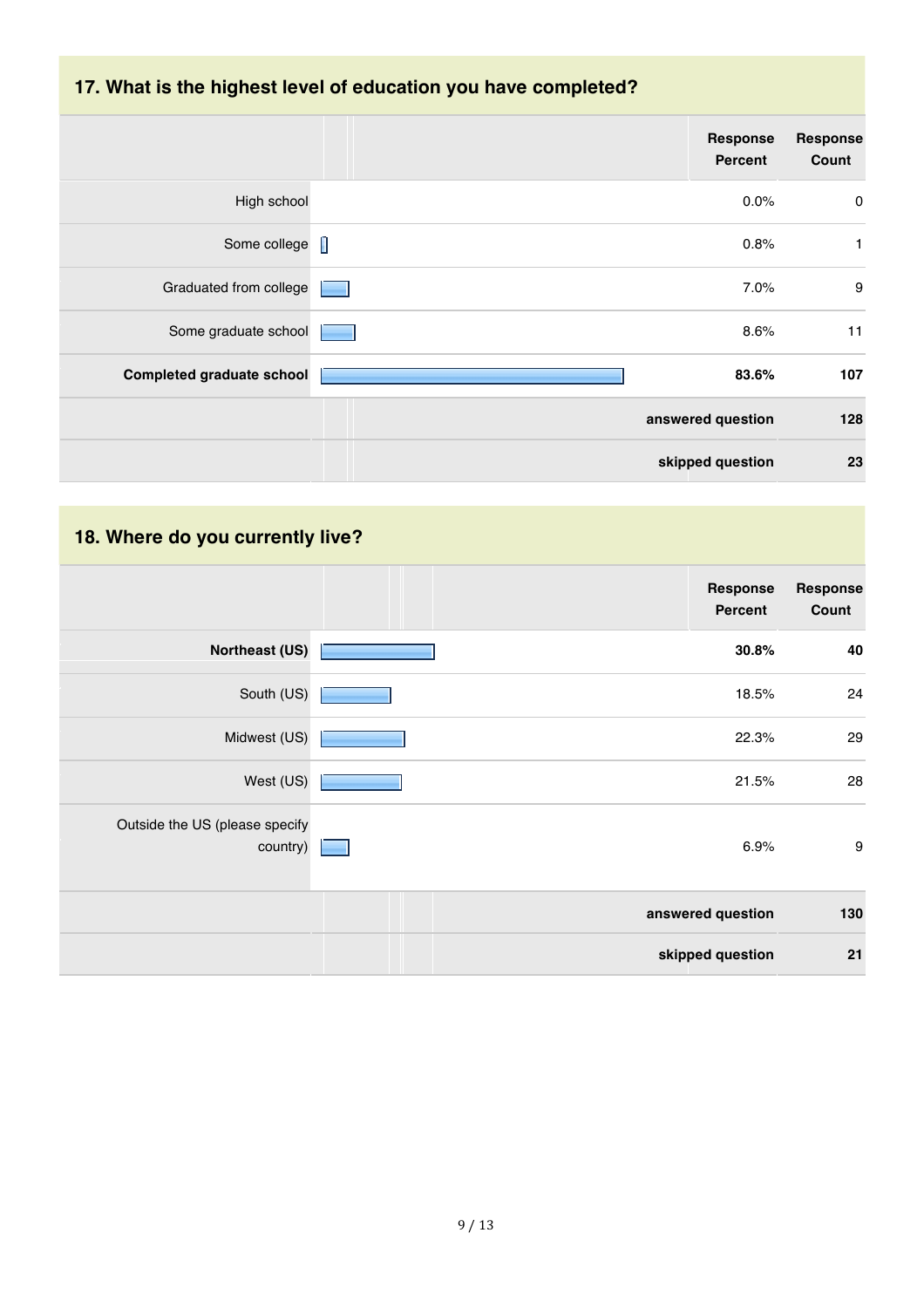## 17. What is the highest level of education you have completed?

| | Response Percent | Response Count |
|---|---|---|
| High school | 0.0% | 0 |
| Some college | 0.8% | 1 |
| Graduated from college | 7.0% | 9 |
| Some graduate school | 8.6% | 11 |
| **Completed graduate school** | **83.6%** | **107** |
| | **answered question** | **128** |
| | **skipped question** | **23** |

## 18. Where do you currently live?

| | Response Percent | Response Count |
|---|---|---|
| **Northeast (US)** | **30.8%** | **40** |
| South (US) | 18.5% | 24 |
| Midwest (US) | 22.3% | 29 |
| West (US) | 21.5% | 28 |
| Outside the US (please specify country) | 6.9% | 9 |
| | **answered question** | **130** |
| | **skipped question** | **21** |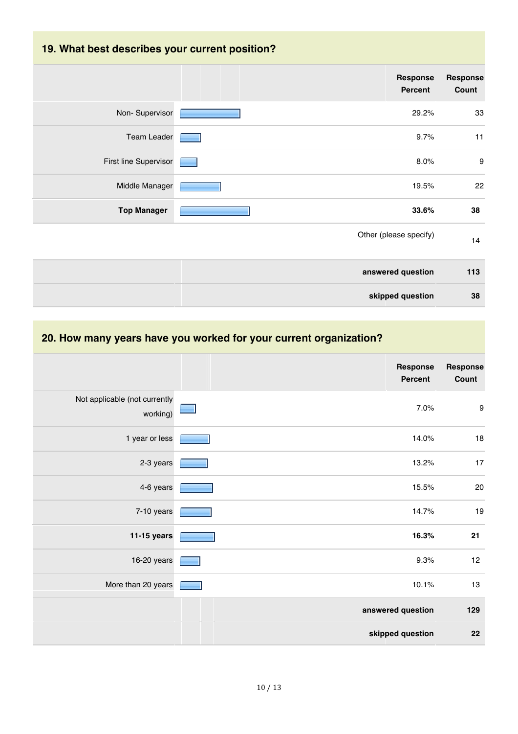## 19. What best describes your current position?

| | Response Percent | Response Count |
|---|---|---|
| Non- Supervisor | 29.2% | 33 |
| Team Leader | 9.7% | 11 |
| First line Supervisor | 8.0% | 9 |
| Middle Manager | 19.5% | 22 |
| **Top Manager** | **33.6%** | **38** |
| Other (please specify) | | 14 |
| **answered question** | | **113** |
| **skipped question** | | **38** |

## 20. How many years have you worked for your current organization?

| | Response Percent | Response Count |
|---|---|---|
| Not applicable (not currently working) | 7.0% | 9 |
| 1 year or less | 14.0% | 18 |
| 2-3 years | 13.2% | 17 |
| 4-6 years | 15.5% | 20 |
| 7-10 years | 14.7% | 19 |
| **11-15 years** | **16.3%** | **21** |
| 16-20 years | 9.3% | 12 |
| More than 20 years | 10.1% | 13 |
| **answered question** | | **129** |
| **skipped question** | | **22** |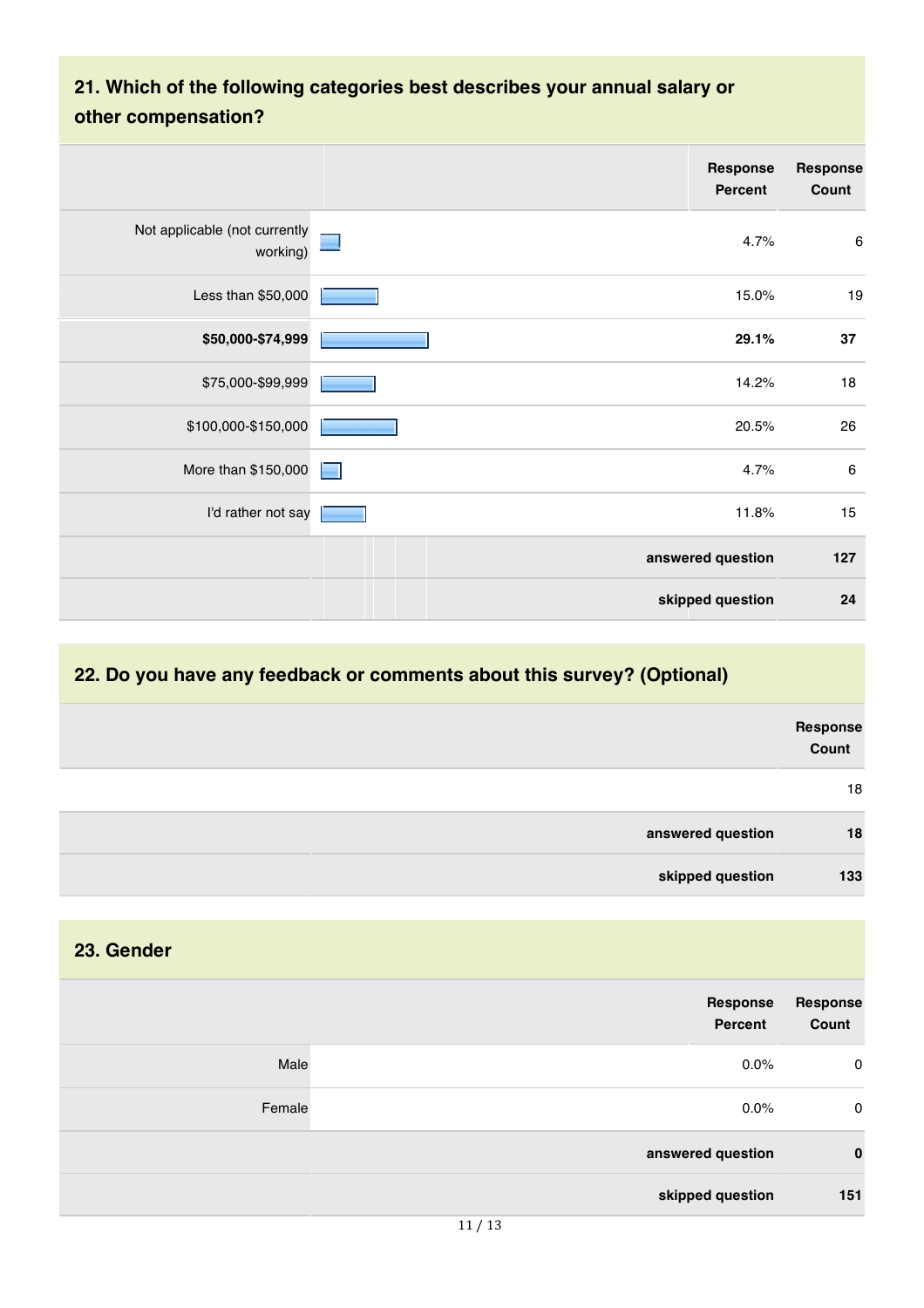## 21. Which of the following categories best describes your annual salary or other compensation?

| | Response Percent | Response Count |
|---|---|---|
| Not applicable (not currently working) | 4.7% | 6 |
| Less than $50,000 | 15.0% | 19 |
| **$50,000-$74,999** | **29.1%** | **37** |
| $75,000-$99,999 | 14.2% | 18 |
| $100,000-$150,000 | 20.5% | 26 |
| More than $150,000 | 4.7% | 6 |
| I'd rather not say | 11.8% | 15 |
| | **answered question** | **127** |
| | **skipped question** | **24** |

## 22. Do you have any feedback or comments about this survey? (Optional)

| | Response Count |
|---|---|
| | 18 |
| **answered question** | **18** |
| **skipped question** | **133** |

## 23. Gender

| | Response Percent | Response Count |
|---|---|---|
| Male | 0.0% | 0 |
| Female | 0.0% | 0 |
| | **answered question** | **0** |
| | **skipped question** | **151** |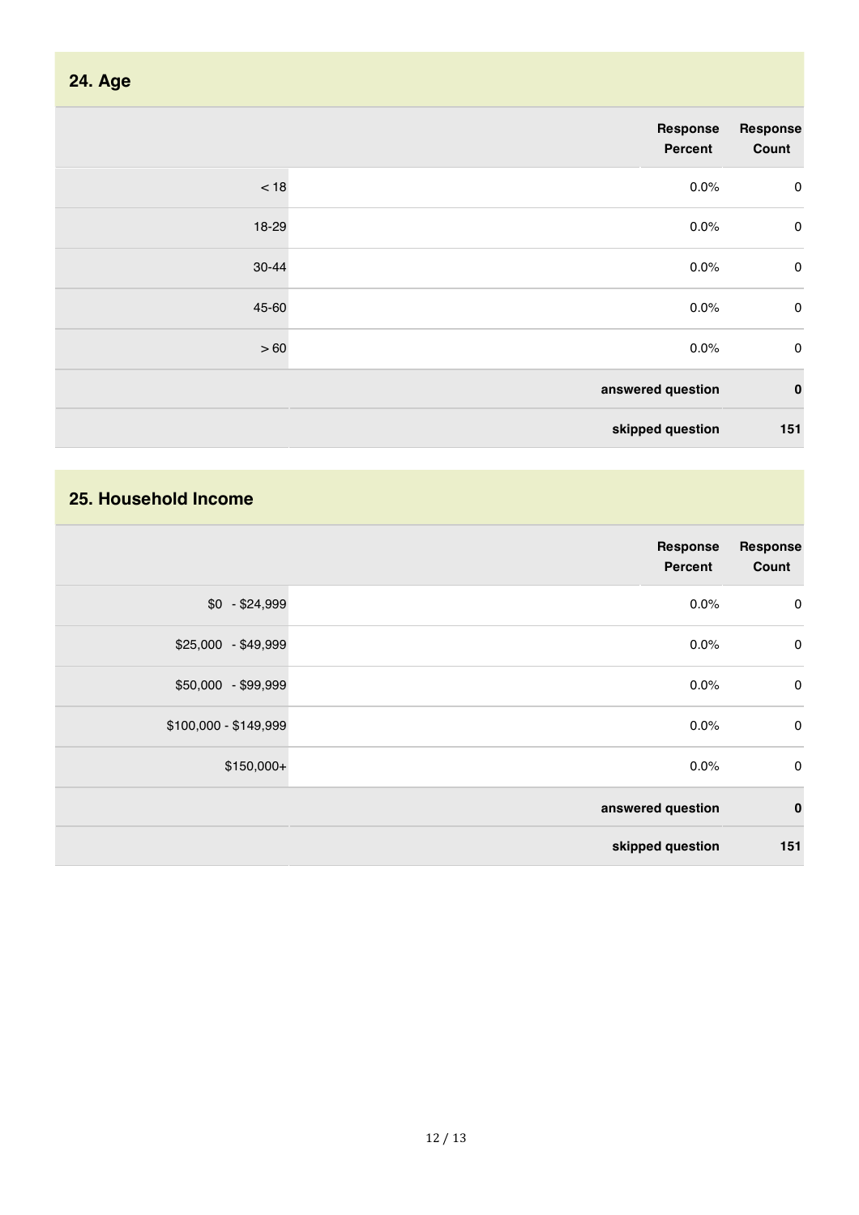## 24. Age

| | Response Percent | Response Count |
|---|---|---|
| < 18 | 0.0% | 0 |
| 18-29 | 0.0% | 0 |
| 30-44 | 0.0% | 0 |
| 45-60 | 0.0% | 0 |
| > 60 | 0.0% | 0 |
| | **answered question** | **0** |
| | **skipped question** | **151** |

## 25. Household Income

| | Response Percent | Response Count |
|---|---|---|
| $0 - $24,999 | 0.0% | 0 |
| $25,000 - $49,999 | 0.0% | 0 |
| $50,000 - $99,999 | 0.0% | 0 |
| $100,000 - $149,999 | 0.0% | 0 |
| $150,000+ | 0.0% | 0 |
| | **answered question** | **0** |
| | **skipped question** | **151** |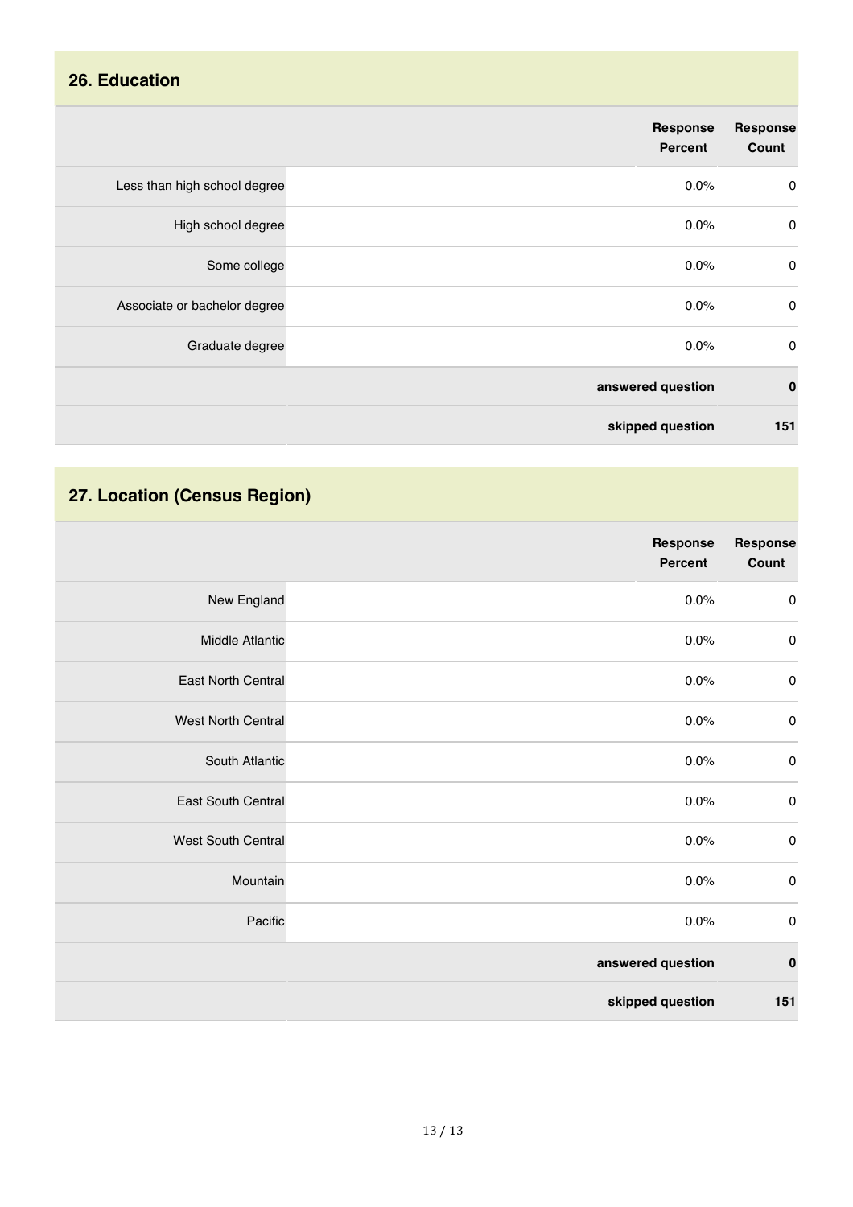## 26. Education

| | Response Percent | Response Count |
|---|---|---|
| Less than high school degree | 0.0% | 0 |
| High school degree | 0.0% | 0 |
| Some college | 0.0% | 0 |
| Associate or bachelor degree | 0.0% | 0 |
| Graduate degree | 0.0% | 0 |
| | **answered question** | **0** |
| | **skipped question** | **151** |

## 27. Location (Census Region)

| | Response Percent | Response Count |
|---|---|---|
| New England | 0.0% | 0 |
| Middle Atlantic | 0.0% | 0 |
| East North Central | 0.0% | 0 |
| West North Central | 0.0% | 0 |
| South Atlantic | 0.0% | 0 |
| East South Central | 0.0% | 0 |
| West South Central | 0.0% | 0 |
| Mountain | 0.0% | 0 |
| Pacific | 0.0% | 0 |
| | **answered question** | **0** |
| | **skipped question** | **151** |